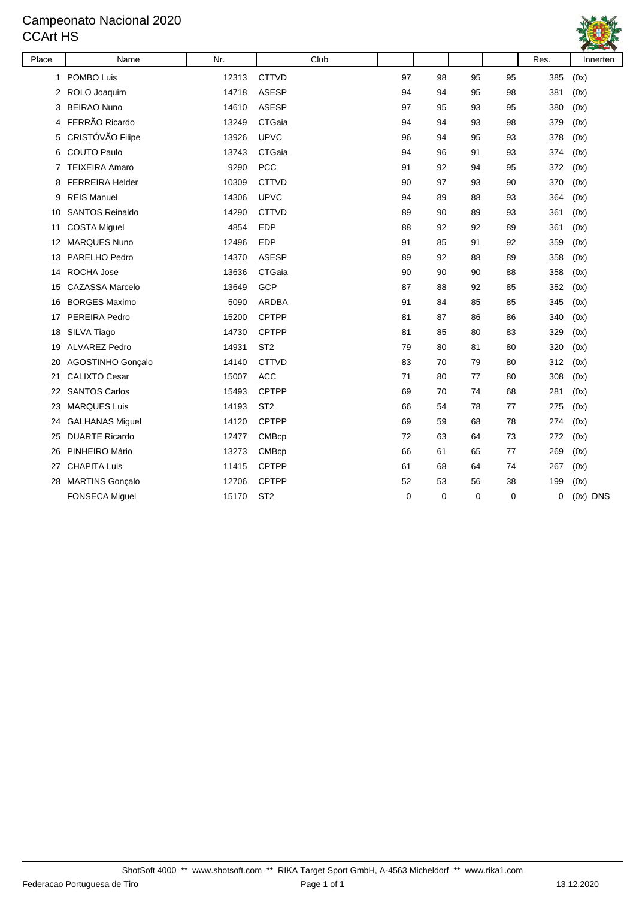# Campeonato Nacional 2020

## CCArt HS

| Place | Name | Nr. | Club | | | | | Res. | Innerten |
|---|---|---|---|---|---|---|---|---|---|
| 1 | POMBO Luis | 12313 | CTTVD | 97 | 98 | 95 | 95 | 385 | (0x) |
| 2 | ROLO Joaquim | 14718 | ASESP | 94 | 94 | 95 | 98 | 381 | (0x) |
| 3 | BEIRAO Nuno | 14610 | ASESP | 97 | 95 | 93 | 95 | 380 | (0x) |
| 4 | FERRÃO Ricardo | 13249 | CTGaia | 94 | 94 | 93 | 98 | 379 | (0x) |
| 5 | CRISTÓVÃO Filipe | 13926 | UPVC | 96 | 94 | 95 | 93 | 378 | (0x) |
| 6 | COUTO Paulo | 13743 | CTGaia | 94 | 96 | 91 | 93 | 374 | (0x) |
| 7 | TEIXEIRA Amaro | 9290 | PCC | 91 | 92 | 94 | 95 | 372 | (0x) |
| 8 | FERREIRA Helder | 10309 | CTTVD | 90 | 97 | 93 | 90 | 370 | (0x) |
| 9 | REIS Manuel | 14306 | UPVC | 94 | 89 | 88 | 93 | 364 | (0x) |
| 10 | SANTOS Reinaldo | 14290 | CTTVD | 89 | 90 | 89 | 93 | 361 | (0x) |
| 11 | COSTA Miguel | 4854 | EDP | 88 | 92 | 92 | 89 | 361 | (0x) |
| 12 | MARQUES Nuno | 12496 | EDP | 91 | 85 | 91 | 92 | 359 | (0x) |
| 13 | PARELHO Pedro | 14370 | ASESP | 89 | 92 | 88 | 89 | 358 | (0x) |
| 14 | ROCHA Jose | 13636 | CTGaia | 90 | 90 | 90 | 88 | 358 | (0x) |
| 15 | CAZASSA Marcelo | 13649 | GCP | 87 | 88 | 92 | 85 | 352 | (0x) |
| 16 | BORGES Maximo | 5090 | ARDBA | 91 | 84 | 85 | 85 | 345 | (0x) |
| 17 | PEREIRA Pedro | 15200 | CPTPP | 81 | 87 | 86 | 86 | 340 | (0x) |
| 18 | SILVA Tiago | 14730 | CPTPP | 81 | 85 | 80 | 83 | 329 | (0x) |
| 19 | ALVAREZ Pedro | 14931 | ST2 | 79 | 80 | 81 | 80 | 320 | (0x) |
| 20 | AGOSTINHO Gonçalo | 14140 | CTTVD | 83 | 70 | 79 | 80 | 312 | (0x) |
| 21 | CALIXTO Cesar | 15007 | ACC | 71 | 80 | 77 | 80 | 308 | (0x) |
| 22 | SANTOS Carlos | 15493 | CPTPP | 69 | 70 | 74 | 68 | 281 | (0x) |
| 23 | MARQUES Luis | 14193 | ST2 | 66 | 54 | 78 | 77 | 275 | (0x) |
| 24 | GALHANAS Miguel | 14120 | CPTPP | 69 | 59 | 68 | 78 | 274 | (0x) |
| 25 | DUARTE Ricardo | 12477 | CMBcp | 72 | 63 | 64 | 73 | 272 | (0x) |
| 26 | PINHEIRO Mário | 13273 | CMBcp | 66 | 61 | 65 | 77 | 269 | (0x) |
| 27 | CHAPITA Luis | 11415 | CPTPP | 61 | 68 | 64 | 74 | 267 | (0x) |
| 28 | MARTINS Gonçalo | 12706 | CPTPP | 52 | 53 | 56 | 38 | 199 | (0x) |
| | FONSECA Miguel | 15170 | ST2 | 0 | 0 | 0 | 0 | 0 | (0x) DNS |

ShotSoft 4000 ** www.shotsoft.com ** RIKA Target Sport GmbH, A-4563 Micheldorf ** www.rika1.com

Federacao Portuguesa de Tiro — 13.12.2020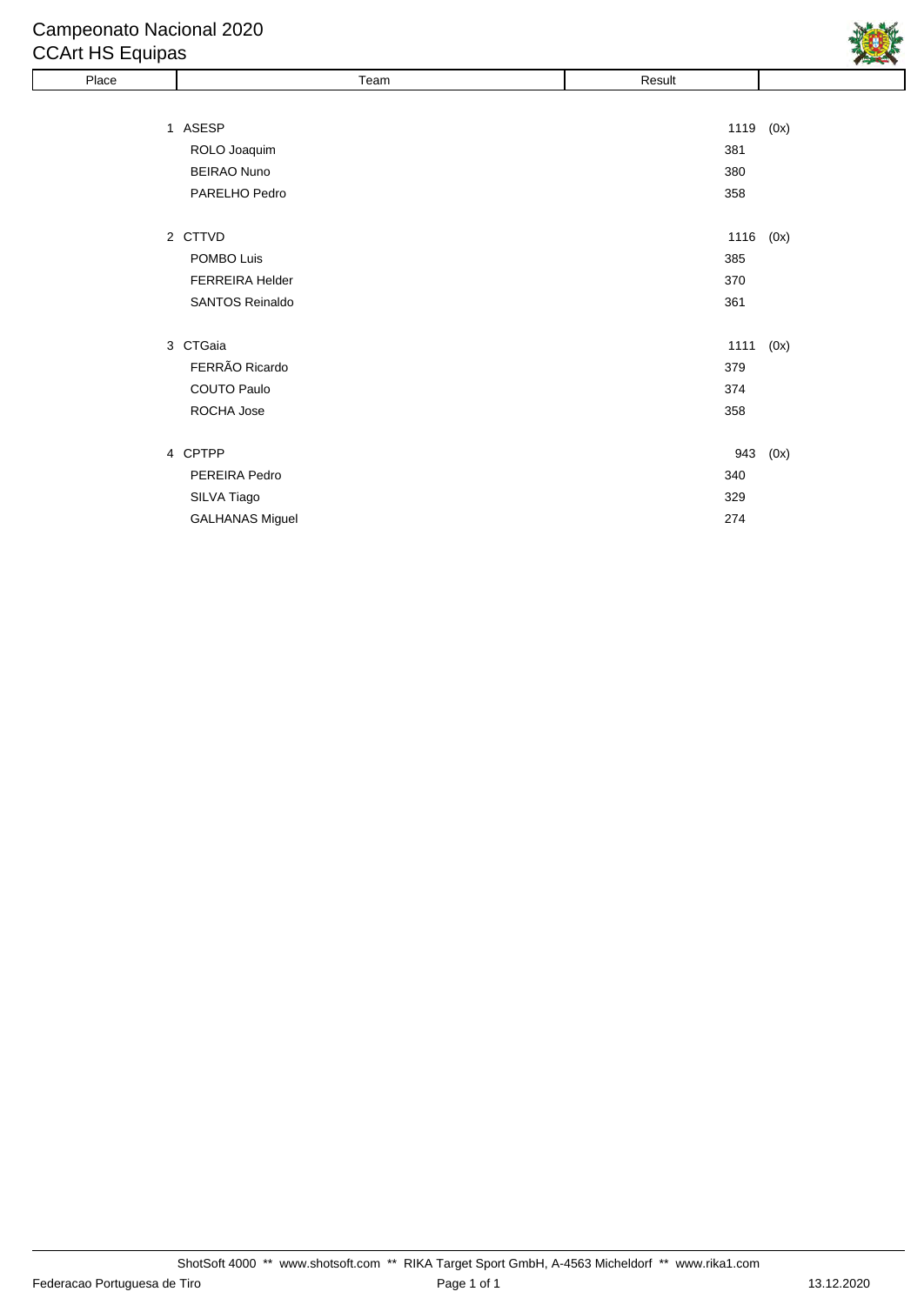# Campeonato Nacional 2020

## CCArt HS Equipas

| Place | Team | Result | |
|---|---|---|---|
| 1 | ASESP | 1119 | (0x) |
| | ROLO Joaquim | 381 | |
| | BEIRAO Nuno | 380 | |
| | PARELHO Pedro | 358 | |
| 2 | CTTVD | 1116 | (0x) |
| | POMBO Luis | 385 | |
| | FERREIRA Helder | 370 | |
| | SANTOS Reinaldo | 361 | |
| 3 | CTGaia | 1111 | (0x) |
| | FERRÃO Ricardo | 379 | |
| | COUTO Paulo | 374 | |
| | ROCHA Jose | 358 | |
| 4 | CPTPP | 943 | (0x) |
| | PEREIRA Pedro | 340 | |
| | SILVA Tiago | 329 | |
| | GALHANAS Miguel | 274 | |

ShotSoft 4000 ** www.shotsoft.com ** RIKA Target Sport GmbH, A-4563 Micheldorf ** www.rika1.com

Federacao Portuguesa de Tiro — 13.12.2020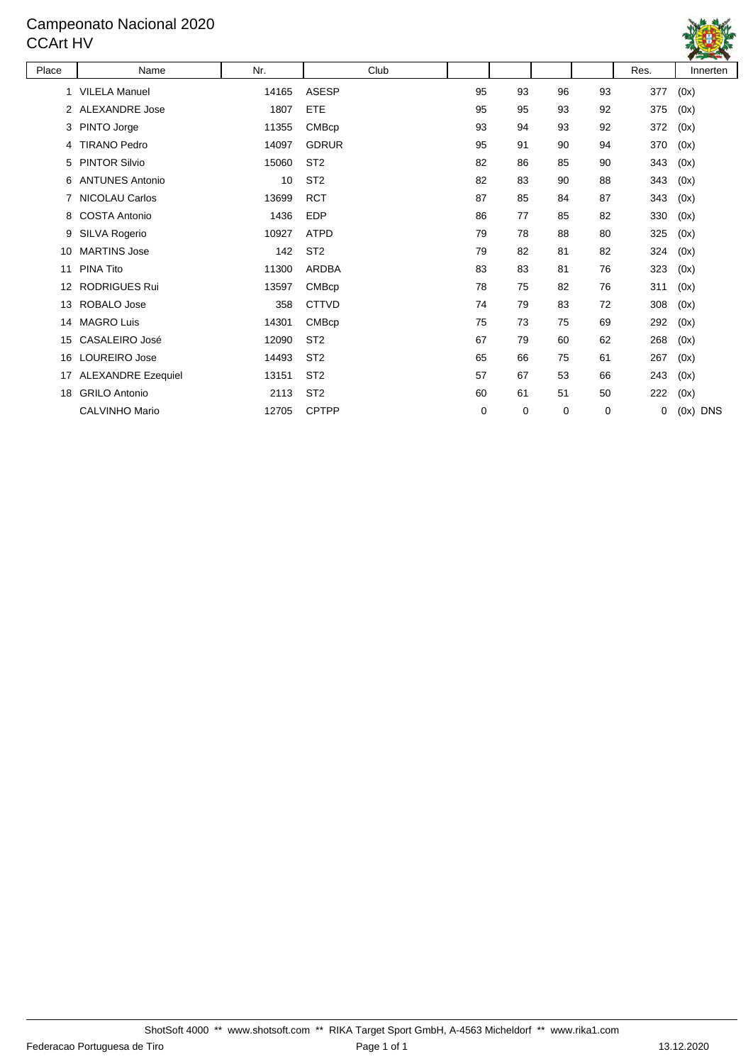# Campeonato Nacional 2020

## CCArt HV

| Place | Name | Nr. | Club | | | | | Res. | Innerten |
|---|---|---|---|---|---|---|---|---|---|
| 1 | VILELA Manuel | 14165 | ASESP | 95 | 93 | 96 | 93 | 377 | (0x) |
| 2 | ALEXANDRE Jose | 1807 | ETE | 95 | 95 | 93 | 92 | 375 | (0x) |
| 3 | PINTO Jorge | 11355 | CMBcp | 93 | 94 | 93 | 92 | 372 | (0x) |
| 4 | TIRANO Pedro | 14097 | GDRUR | 95 | 91 | 90 | 94 | 370 | (0x) |
| 5 | PINTOR Silvio | 15060 | ST2 | 82 | 86 | 85 | 90 | 343 | (0x) |
| 6 | ANTUNES Antonio | 10 | ST2 | 82 | 83 | 90 | 88 | 343 | (0x) |
| 7 | NICOLAU Carlos | 13699 | RCT | 87 | 85 | 84 | 87 | 343 | (0x) |
| 8 | COSTA Antonio | 1436 | EDP | 86 | 77 | 85 | 82 | 330 | (0x) |
| 9 | SILVA Rogerio | 10927 | ATPD | 79 | 78 | 88 | 80 | 325 | (0x) |
| 10 | MARTINS Jose | 142 | ST2 | 79 | 82 | 81 | 82 | 324 | (0x) |
| 11 | PINA Tito | 11300 | ARDBA | 83 | 83 | 81 | 76 | 323 | (0x) |
| 12 | RODRIGUES Rui | 13597 | CMBcp | 78 | 75 | 82 | 76 | 311 | (0x) |
| 13 | ROBALO Jose | 358 | CTTVD | 74 | 79 | 83 | 72 | 308 | (0x) |
| 14 | MAGRO Luis | 14301 | CMBcp | 75 | 73 | 75 | 69 | 292 | (0x) |
| 15 | CASALEIRO José | 12090 | ST2 | 67 | 79 | 60 | 62 | 268 | (0x) |
| 16 | LOUREIRO Jose | 14493 | ST2 | 65 | 66 | 75 | 61 | 267 | (0x) |
| 17 | ALEXANDRE Ezequiel | 13151 | ST2 | 57 | 67 | 53 | 66 | 243 | (0x) |
| 18 | GRILO Antonio | 2113 | ST2 | 60 | 61 | 51 | 50 | 222 | (0x) |
| | CALVINHO Mario | 12705 | CPTPP | 0 | 0 | 0 | 0 | 0 | (0x) DNS |

ShotSoft 4000 ** www.shotsoft.com ** RIKA Target Sport GmbH, A-4563 Micheldorf ** www.rika1.com

Federacao Portuguesa de Tiro 13.12.2020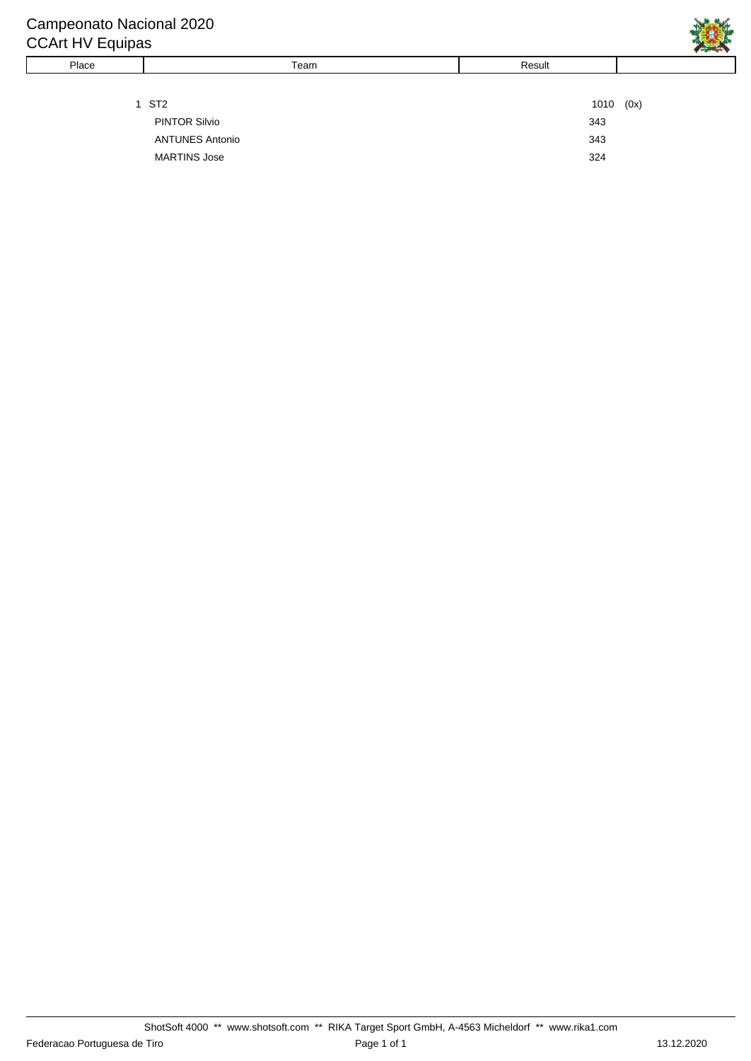# Campeonato Nacional 2020

## CCArt HV Equipas

| Place | Team | Result | |
|---|---|---|---|
| 1 | ST2 | 1010 | (0x) |
| | PINTOR Silvio | 343 | |
| | ANTUNES Antonio | 343 | |
| | MARTINS Jose | 324 | |

ShotSoft 4000 ** www.shotsoft.com ** RIKA Target Sport GmbH, A-4563 Micheldorf ** www.rika1.com

Federacao Portuguesa de Tiro

13.12.2020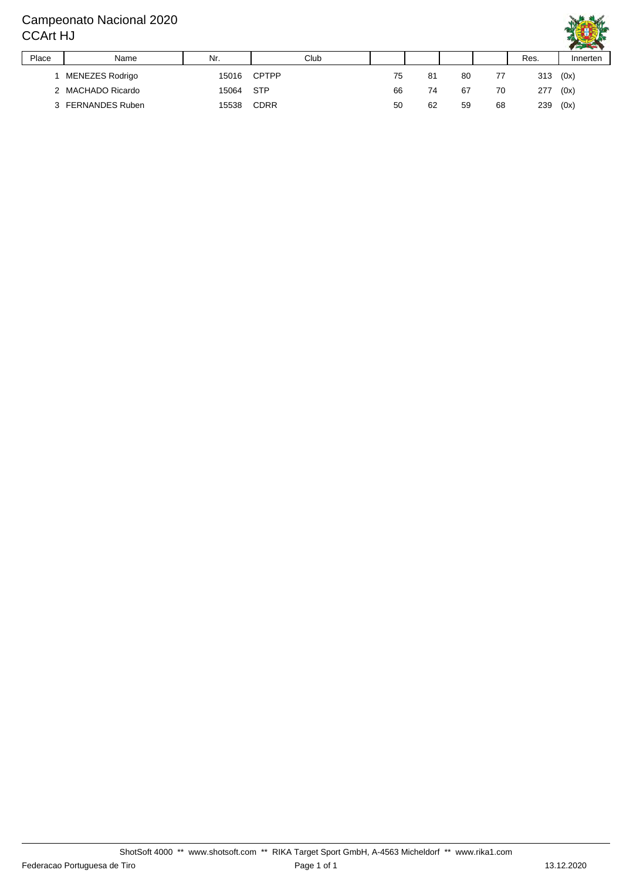# Campeonato Nacional 2020

## CCArt HJ

| Place | Name | Nr. | Club | | | | | Res. | Innerten |
|---|---|---|---|---|---|---|---|---|---|
| 1 | MENEZES Rodrigo | 15016 | CPTPP | 75 | 81 | 80 | 77 | 313 | (0x) |
| 2 | MACHADO Ricardo | 15064 | STP | 66 | 74 | 67 | 70 | 277 | (0x) |
| 3 | FERNANDES Ruben | 15538 | CDRR | 50 | 62 | 59 | 68 | 239 | (0x) |

ShotSoft 4000 ** www.shotsoft.com ** RIKA Target Sport GmbH, A-4563 Micheldorf ** www.rika1.com

Federacao Portuguesa de Tiro

13.12.2020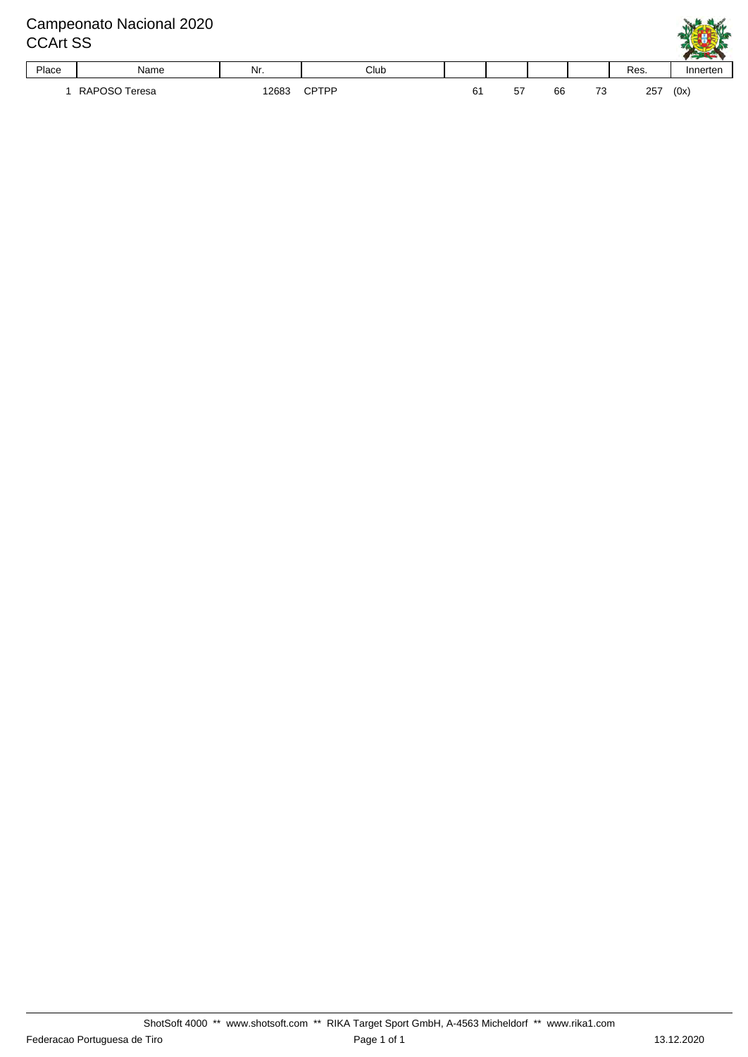# Campeonato Nacional 2020

## CCArt SS

| Place | Name | Nr. | Club | | | | | Res. | Innerten |
|---|---|---|---|---|---|---|---|---|---|
| 1 | RAPOSO Teresa | 12683 | CPTPP | 61 | 57 | 66 | 73 | 257 | (0x) |

ShotSoft 4000 ** www.shotsoft.com ** RIKA Target Sport GmbH, A-4563 Micheldorf ** www.rika1.com

Federacao Portuguesa de Tiro

13.12.2020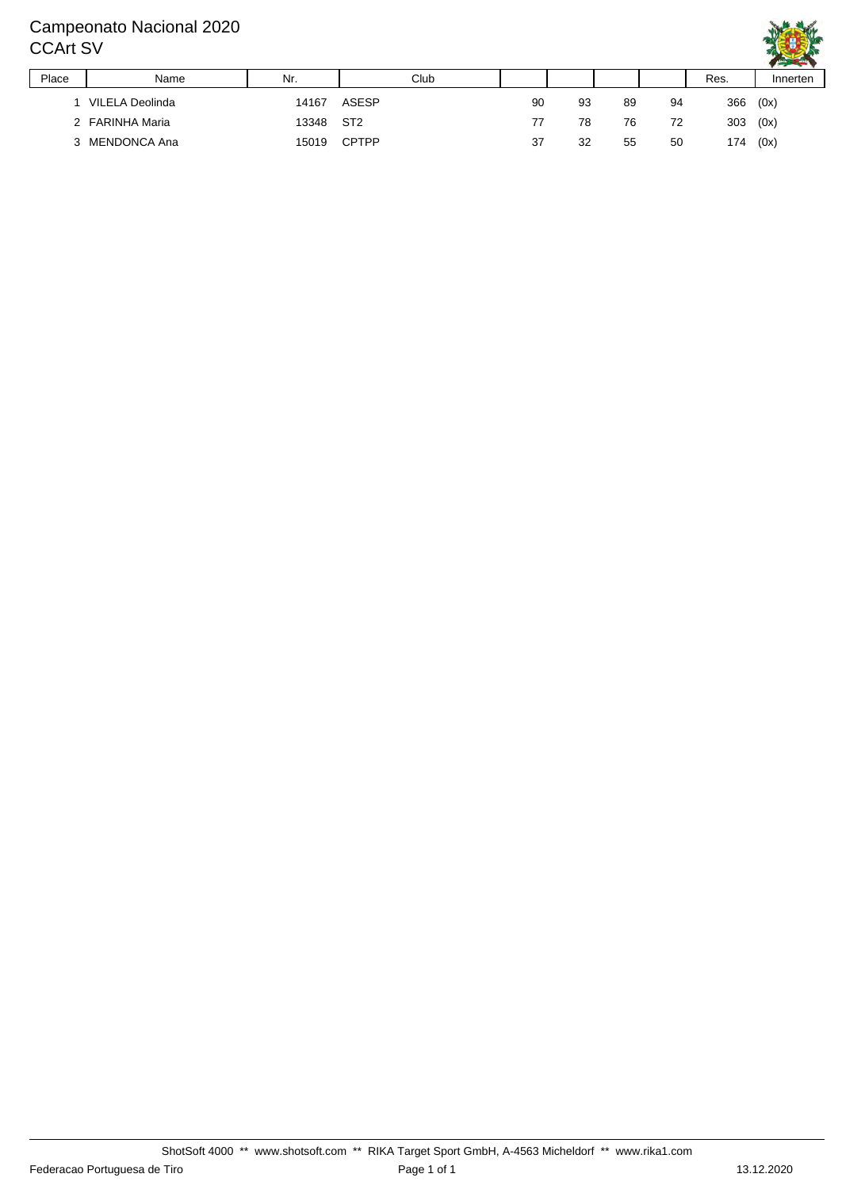# Campeonato Nacional 2020

## CCArt SV

| Place | Name | Nr. | Club | | | | | Res. | Innerten |
|---|---|---|---|---|---|---|---|---|---|
| 1 | VILELA Deolinda | 14167 | ASESP | 90 | 93 | 89 | 94 | 366 | (0x) |
| 2 | FARINHA Maria | 13348 | ST2 | 77 | 78 | 76 | 72 | 303 | (0x) |
| 3 | MENDONCA Ana | 15019 | CPTPP | 37 | 32 | 55 | 50 | 174 | (0x) |

ShotSoft 4000 ** www.shotsoft.com ** RIKA Target Sport GmbH, A-4563 Micheldorf ** www.rika1.com

Federacao Portuguesa de Tiro — 13.12.2020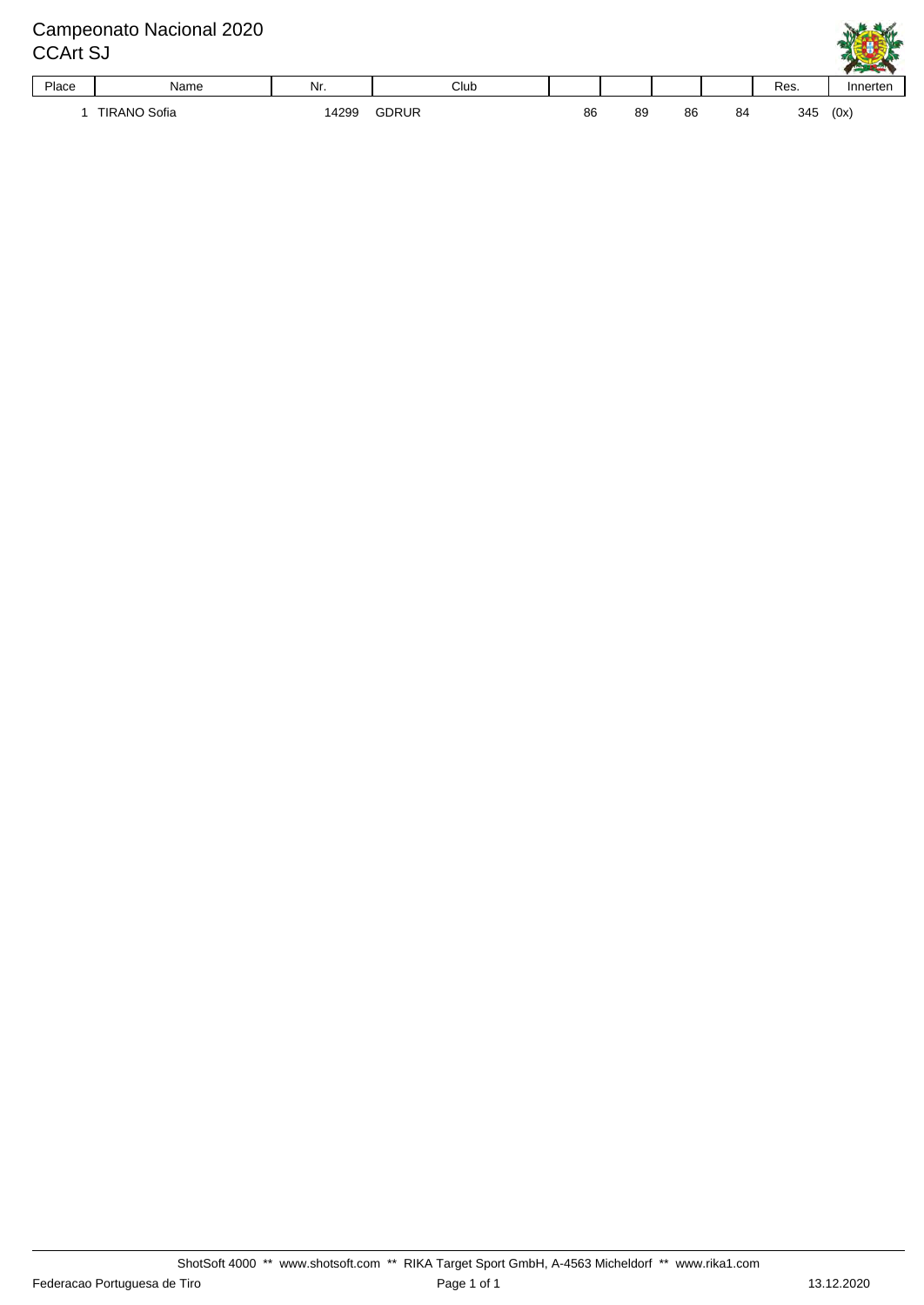# Campeonato Nacional 2020

## CCArt SJ

| Place | Name | Nr. | Club | | | | | Res. | Innerten |
|---|---|---|---|---|---|---|---|---|---|
| 1 | TIRANO Sofia | 14299 | GDRUR | 86 | 89 | 86 | 84 | 345 | (0x) |

ShotSoft 4000 ** www.shotsoft.com ** RIKA Target Sport GmbH, A-4563 Micheldorf ** www.rika1.com

Federacao Portuguesa de Tiro

13.12.2020